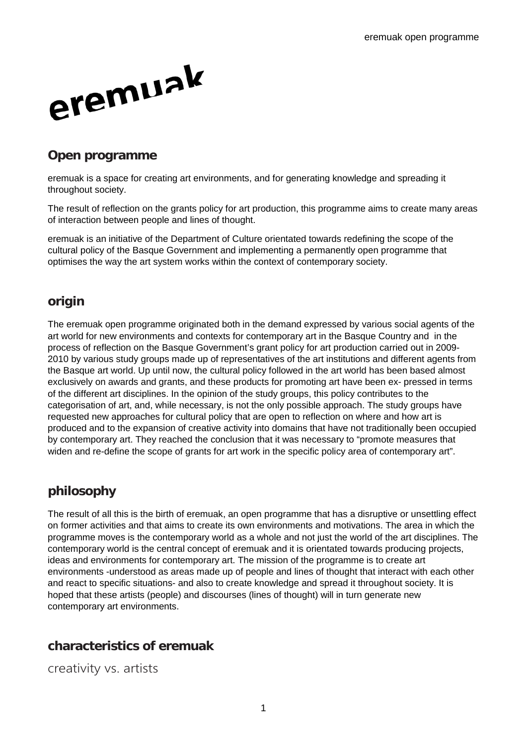# eremuak

## Open programme

eremuak is a space for creating art environments, and for generating knowledge and spreading it throughout society.

The result of reflection on the grants policy for art production, this programme aims to create many areas of interaction between people and lines of thought.

eremuak is an initiative of the Department of Culture orientated towards redefining the scope of the cultural policy of the Basque Government and implementing a permanently open programme that optimises the way the art system works within the context of contemporary society.

## origin

The eremuak open programme originated both in the demand expressed by various social agents of the art world for new environments and contexts for contemporary art in the Basque Country and in the process of reflection on the Basque Government's grant policy for art production carried out in 2009-2010 by various study groups made up of representatives of the art institutions and different agents from the Basque art world. Up until now, the cultural policy followed in the art world has been based almost exclusively on awards and grants, and these products for promoting art have been ex- pressed in terms of the different art disciplines. In the opinion of the study groups, this policy contributes to the categorisation of art, and, while necessary, is not the only possible approach. The study groups have requested new approaches for cultural policy that are open to reflection on where and how art is produced and to the expansion of creative activity into domains that have not traditionally been occupied by contemporary art. They reached the conclusion that it was necessary to "promote measures that widen and re-define the scope of grants for art work in the specific policy area of contemporary art".

## philosophy

The result of all this is the birth of eremuak, an open programme that has a disruptive or unsettling effect on former activities and that aims to create its own environments and motivations. The area in which the programme moves is the contemporary world as a whole and not just the world of the art disciplines. The contemporary world is the central concept of eremuak and it is orientated towards producing projects, ideas and environments for contemporary art. The mission of the programme is to create art environments -understood as areas made up of people and lines of thought that interact with each other and react to specific situations- and also to create knowledge and spread it throughout society. It is hoped that these artists (people) and discourses (lines of thought) will in turn generate new contemporary art environments.

## characteristics of eremuak

### creativity vs. artists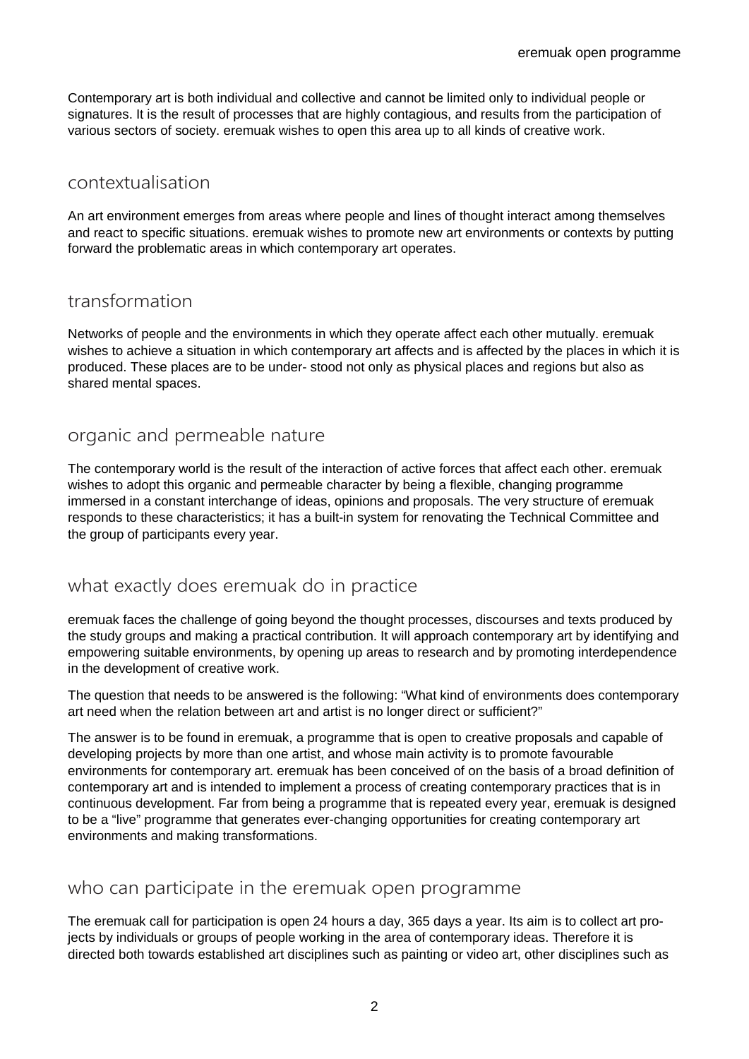Contemporary art is both individual and collective and cannot be limited only to individual people or signatures. It is the result of processes that are highly contagious, and results from the participation of various sectors of society. eremuak wishes to open this area up to all kinds of creative work.

## contextualisation

An art environment emerges from areas where people and lines of thought interact among themselves and react to specific situations. eremuak wishes to promote new art environments or contexts by putting forward the problematic areas in which contemporary art operates.

## transformation

Networks of people and the environments in which they operate affect each other mutually. eremuak wishes to achieve a situation in which contemporary art affects and is affected by the places in which it is produced. These places are to be under- stood not only as physical places and regions but also as shared mental spaces.

## organic and permeable nature

The contemporary world is the result of the interaction of active forces that affect each other. eremuak wishes to adopt this organic and permeable character by being a flexible, changing programme immersed in a constant interchange of ideas, opinions and proposals. The very structure of eremuak responds to these characteristics; it has a built-in system for renovating the Technical Committee and the group of participants every year.

## what exactly does eremuak do in practice

eremuak faces the challenge of going beyond the thought processes, discourses and texts produced by the study groups and making a practical contribution. It will approach contemporary art by identifying and empowering suitable environments, by opening up areas to research and by promoting interdependence in the development of creative work.

The question that needs to be answered is the following: "What kind of environments does contemporary art need when the relation between art and artist is no longer direct or sufficient?"

The answer is to be found in eremuak, a programme that is open to creative proposals and capable of developing projects by more than one artist, and whose main activity is to promote favourable environments for contemporary art. eremuak has been conceived of on the basis of a broad definition of contemporary art and is intended to implement a process of creating contemporary practices that is in continuous development. Far from being a programme that is repeated every year, eremuak is designed to be a "live" programme that generates ever-changing opportunities for creating contemporary art environments and making transformations.

## who can participate in the eremuak open programme

The eremuak call for participation is open 24 hours a day, 365 days a year. Its aim is to collect art projects by individuals or groups of people working in the area of contemporary ideas. Therefore it is directed both towards established art disciplines such as painting or video art, other disciplines such as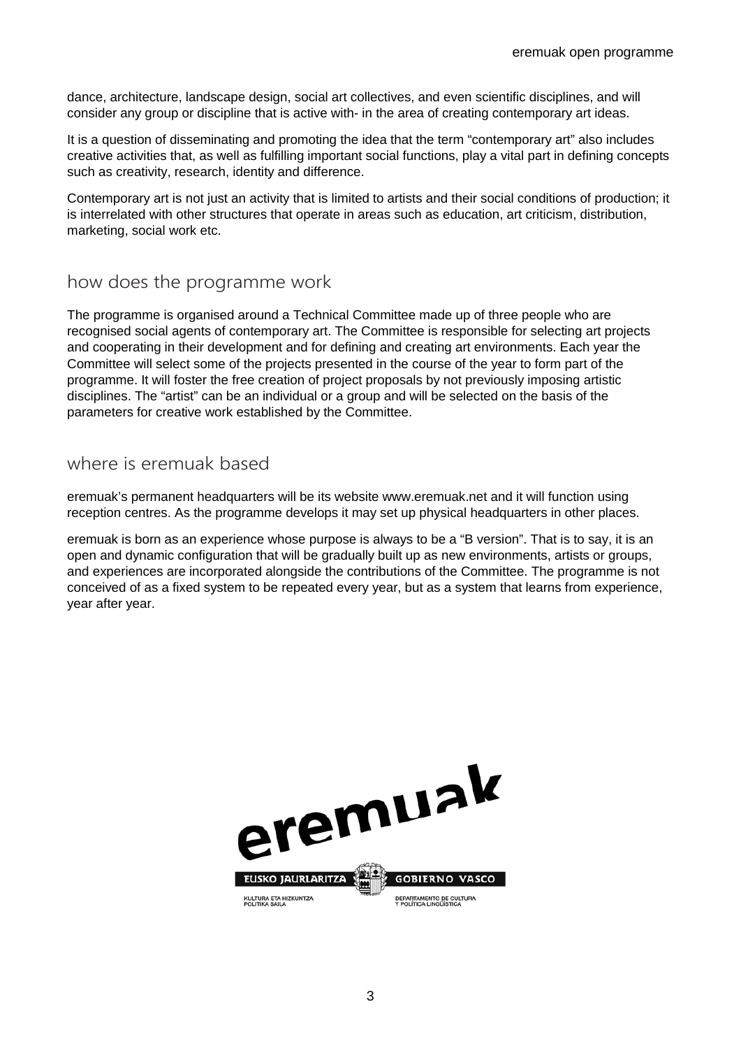dance, architecture, landscape design, social art collectives, and even scientific disciplines, and will consider any group or discipline that is active with- in the area of creating contemporary art ideas.

It is a question of disseminating and promoting the idea that the term "contemporary art" also includes creative activities that, as well as fulfilling important social functions, play a vital part in defining concepts such as creativity, research, identity and difference.

Contemporary art is not just an activity that is limited to artists and their social conditions of production; it is interrelated with other structures that operate in areas such as education, art criticism, distribution, marketing, social work etc.

## how does the programme work

The programme is organised around a Technical Committee made up of three people who are recognised social agents of contemporary art. The Committee is responsible for selecting art projects and cooperating in their development and for defining and creating art environments. Each year the Committee will select some of the projects presented in the course of the year to form part of the programme. It will foster the free creation of project proposals by not previously imposing artistic disciplines. The "artist" can be an individual or a group and will be selected on the basis of the parameters for creative work established by the Committee.

## where is eremuak based

eremuak's permanent headquarters will be its website www.eremuak.net and it will function using reception centres. As the programme develops it may set up physical headquarters in other places.

eremuak is born as an experience whose purpose is always to be a "B version". That is to say, it is an open and dynamic configuration that will be gradually built up as new environments, artists or groups, and experiences are incorporated alongside the contributions of the Committee. The programme is not conceived of as a fixed system to be repeated every year, but as a system that learns from experience, year after year.

eremuak

EUSKO JAURLARITZA | GOBIERNO VASCO

KULTURA ETA HIZKUNTZA POLITIKA SAILA | DEPARTAMENTO DE CULTURA Y POLÍTICA LINGÜÍSTICA